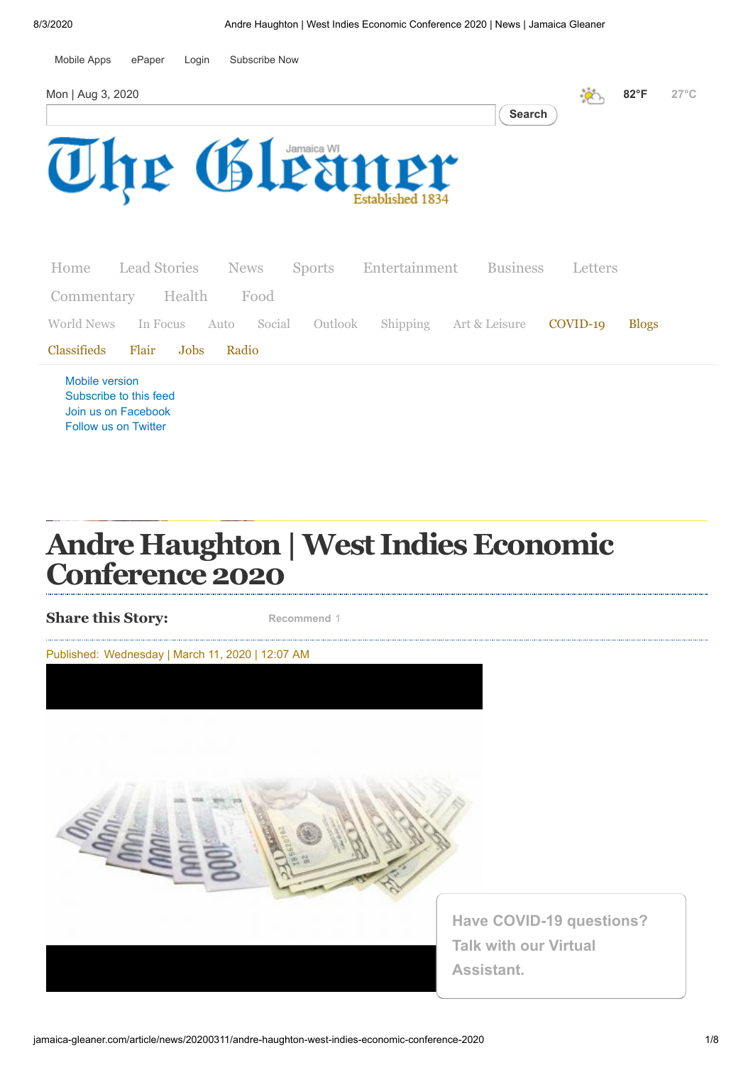Mobile Apps ePaper Login Subscribe Now

Mon | Aug 3, 2020

Search

82°F 27°C

Home Lead Stories News Sports Entertainment Business Letters Commentary Health Food World News In Focus Auto Social Outlook Shipping Art & Leisure COVID-19 Blogs Classifieds Flair Jobs Radio

Mobile version
Subscribe to this feed
Join us on Facebook
Follow us on Twitter

# Andre Haughton | West Indies Economic Conference 2020

**Share this Story:** Recommend 1

Published: Wednesday | March 11, 2020 | 12:07 AM

Have COVID-19 questions? Talk with our Virtual Assistant.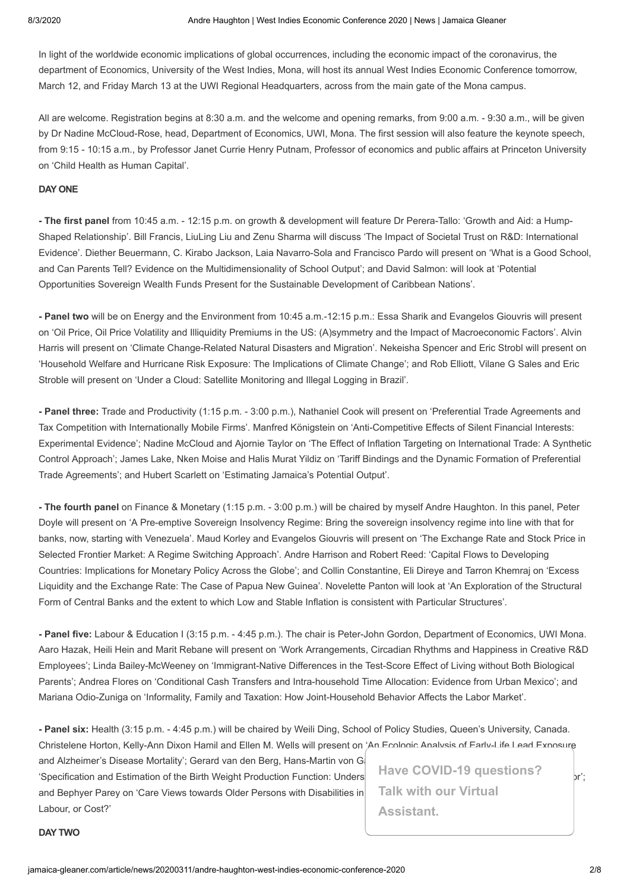In light of the worldwide economic implications of global occurrences, including the economic impact of the coronavirus, the department of Economics, University of the West Indies, Mona, will host its annual West Indies Economic Conference tomorrow, March 12, and Friday March 13 at the UWI Regional Headquarters, across from the main gate of the Mona campus.

All are welcome. Registration begins at 8:30 a.m. and the welcome and opening remarks, from 9:00 a.m. - 9:30 a.m., will be given by Dr Nadine McCloud-Rose, head, Department of Economics, UWI, Mona. The first session will also feature the keynote speech, from 9:15 - 10:15 a.m., by Professor Janet Currie Henry Putnam, Professor of economics and public affairs at Princeton University on 'Child Health as Human Capital'.

**DAY ONE**

**- The first panel** from 10:45 a.m. - 12:15 p.m. on growth & development will feature Dr Perera-Tallo: 'Growth and Aid: a Hump-Shaped Relationship'. Bill Francis, LiuLing Liu and Zenu Sharma will discuss 'The Impact of Societal Trust on R&D: International Evidence'. Diether Beuermann, C. Kirabo Jackson, Laia Navarro-Sola and Francisco Pardo will present on 'What is a Good School, and Can Parents Tell? Evidence on the Multidimensionality of School Output'; and David Salmon: will look at 'Potential Opportunities Sovereign Wealth Funds Present for the Sustainable Development of Caribbean Nations'.

**- Panel two** will be on Energy and the Environment from 10:45 a.m.-12:15 p.m.: Essa Sharik and Evangelos Giouvris will present on 'Oil Price, Oil Price Volatility and Illiquidity Premiums in the US: (A)symmetry and the Impact of Macroeconomic Factors'. Alvin Harris will present on 'Climate Change-Related Natural Disasters and Migration'. Nekeisha Spencer and Eric Strobl will present on 'Household Welfare and Hurricane Risk Exposure: The Implications of Climate Change'; and Rob Elliott, Vilane G Sales and Eric Stroble will present on 'Under a Cloud: Satellite Monitoring and Illegal Logging in Brazil'.

**- Panel three:** Trade and Productivity (1:15 p.m. - 3:00 p.m.), Nathaniel Cook will present on 'Preferential Trade Agreements and Tax Competition with Internationally Mobile Firms'. Manfred Königstein on 'Anti-Competitive Effects of Silent Financial Interests: Experimental Evidence'; Nadine McCloud and Ajornie Taylor on 'The Effect of Inflation Targeting on International Trade: A Synthetic Control Approach'; James Lake, Nken Moise and Halis Murat Yildiz on 'Tariff Bindings and the Dynamic Formation of Preferential Trade Agreements'; and Hubert Scarlett on 'Estimating Jamaica's Potential Output'.

**- The fourth panel** on Finance & Monetary (1:15 p.m. - 3:00 p.m.) will be chaired by myself Andre Haughton. In this panel, Peter Doyle will present on 'A Pre-emptive Sovereign Insolvency Regime: Bring the sovereign insolvency regime into line with that for banks, now, starting with Venezuela'. Maud Korley and Evangelos Giouvris will present on 'The Exchange Rate and Stock Price in Selected Frontier Market: A Regime Switching Approach'. Andre Harrison and Robert Reed: 'Capital Flows to Developing Countries: Implications for Monetary Policy Across the Globe'; and Collin Constantine, Eli Direye and Tarron Khemraj on 'Excess Liquidity and the Exchange Rate: The Case of Papua New Guinea'. Novelette Panton will look at 'An Exploration of the Structural Form of Central Banks and the extent to which Low and Stable Inflation is consistent with Particular Structures'.

**- Panel five:** Labour & Education I (3:15 p.m. - 4:45 p.m.). The chair is Peter-John Gordon, Department of Economics, UWI Mona. Aaro Hazak, Heili Hein and Marit Rebane will present on 'Work Arrangements, Circadian Rhythms and Happiness in Creative R&D Employees'; Linda Bailey-McWeeney on 'Immigrant-Native Differences in the Test-Score Effect of Living without Both Biological Parents'; Andrea Flores on 'Conditional Cash Transfers and Intra-household Time Allocation: Evidence from Urban Mexico'; and Mariana Odio-Zuniga on 'Informality, Family and Taxation: How Joint-Household Behavior Affects the Labor Market'.

**- Panel six:** Health (3:15 p.m. - 4:45 p.m.) will be chaired by Weili Ding, School of Policy Studies, Queen's University, Canada. Christelene Horton, Kelly-Ann Dixon Hamil and Ellen M. Wells will present on 'An Ecologic Analysis of Early-Life Lead Exposure and Alzheimer's Disease Mortality'; Gerard van den Berg, Hans-Martin von G[...] 'Specification and Estimation of the Birth Weight Production Function: Unders[...]r'; and Bephyer Parey on 'Care Views towards Older Persons with Disabilities in [...] Labour, or Cost?'

**DAY TWO**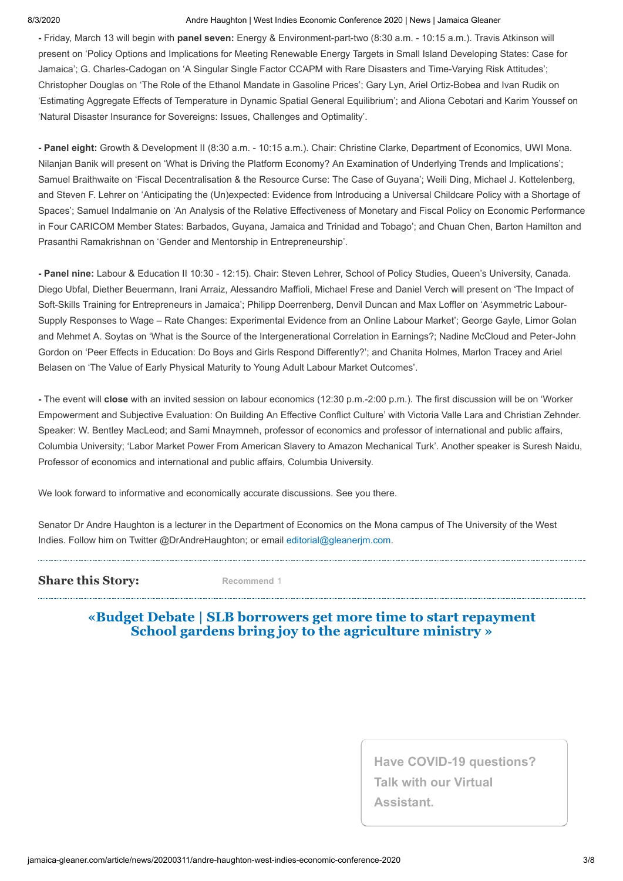**-** Friday, March 13 will begin with **panel seven:** Energy & Environment-part-two (8:30 a.m. - 10:15 a.m.). Travis Atkinson will present on 'Policy Options and Implications for Meeting Renewable Energy Targets in Small Island Developing States: Case for Jamaica'; G. Charles-Cadogan on 'A Singular Single Factor CCAPM with Rare Disasters and Time-Varying Risk Attitudes'; Christopher Douglas on 'The Role of the Ethanol Mandate in Gasoline Prices'; Gary Lyn, Ariel Ortiz-Bobea and Ivan Rudik on 'Estimating Aggregate Effects of Temperature in Dynamic Spatial General Equilibrium'; and Aliona Cebotari and Karim Youssef on 'Natural Disaster Insurance for Sovereigns: Issues, Challenges and Optimality'.

**- Panel eight:** Growth & Development II (8:30 a.m. - 10:15 a.m.). Chair: Christine Clarke, Department of Economics, UWI Mona. Nilanjan Banik will present on 'What is Driving the Platform Economy? An Examination of Underlying Trends and Implications'; Samuel Braithwaite on 'Fiscal Decentralisation & the Resource Curse: The Case of Guyana'; Weili Ding, Michael J. Kottelenberg, and Steven F. Lehrer on 'Anticipating the (Un)expected: Evidence from Introducing a Universal Childcare Policy with a Shortage of Spaces'; Samuel Indalmanie on 'An Analysis of the Relative Effectiveness of Monetary and Fiscal Policy on Economic Performance in Four CARICOM Member States: Barbados, Guyana, Jamaica and Trinidad and Tobago'; and Chuan Chen, Barton Hamilton and Prasanthi Ramakrishnan on 'Gender and Mentorship in Entrepreneurship'.

**- Panel nine:** Labour & Education II 10:30 - 12:15). Chair: Steven Lehrer, School of Policy Studies, Queen's University, Canada. Diego Ubfal, Diether Beuermann, Irani Arraiz, Alessandro Maffioli, Michael Frese and Daniel Verch will present on 'The Impact of Soft-Skills Training for Entrepreneurs in Jamaica'; Philipp Doerrenberg, Denvil Duncan and Max Loffler on 'Asymmetric Labour-Supply Responses to Wage – Rate Changes: Experimental Evidence from an Online Labour Market'; George Gayle, Limor Golan and Mehmet A. Soytas on 'What is the Source of the Intergenerational Correlation in Earnings?; Nadine McCloud and Peter-John Gordon on 'Peer Effects in Education: Do Boys and Girls Respond Differently?'; and Chanita Holmes, Marlon Tracey and Ariel Belasen on 'The Value of Early Physical Maturity to Young Adult Labour Market Outcomes'.

**-** The event will **close** with an invited session on labour economics (12:30 p.m.-2:00 p.m.). The first discussion will be on 'Worker Empowerment and Subjective Evaluation: On Building An Effective Conflict Culture' with Victoria Valle Lara and Christian Zehnder. Speaker: W. Bentley MacLeod; and Sami Mnaymneh, professor of economics and professor of international and public affairs, Columbia University; 'Labor Market Power From American Slavery to Amazon Mechanical Turk'. Another speaker is Suresh Naidu, Professor of economics and international and public affairs, Columbia University.

We look forward to informative and economically accurate discussions. See you there.

Senator Dr Andre Haughton is a lecturer in the Department of Economics on the Mona campus of The University of the West Indies. Follow him on Twitter @DrAndreHaughton; or email editorial@gleanerjm.com.

**Share this Story:** Recommend 1

**«Budget Debate | SLB borrowers get more time to start repayment**
**School gardens bring joy to the agriculture ministry »**

Have COVID-19 questions? Talk with our Virtual Assistant.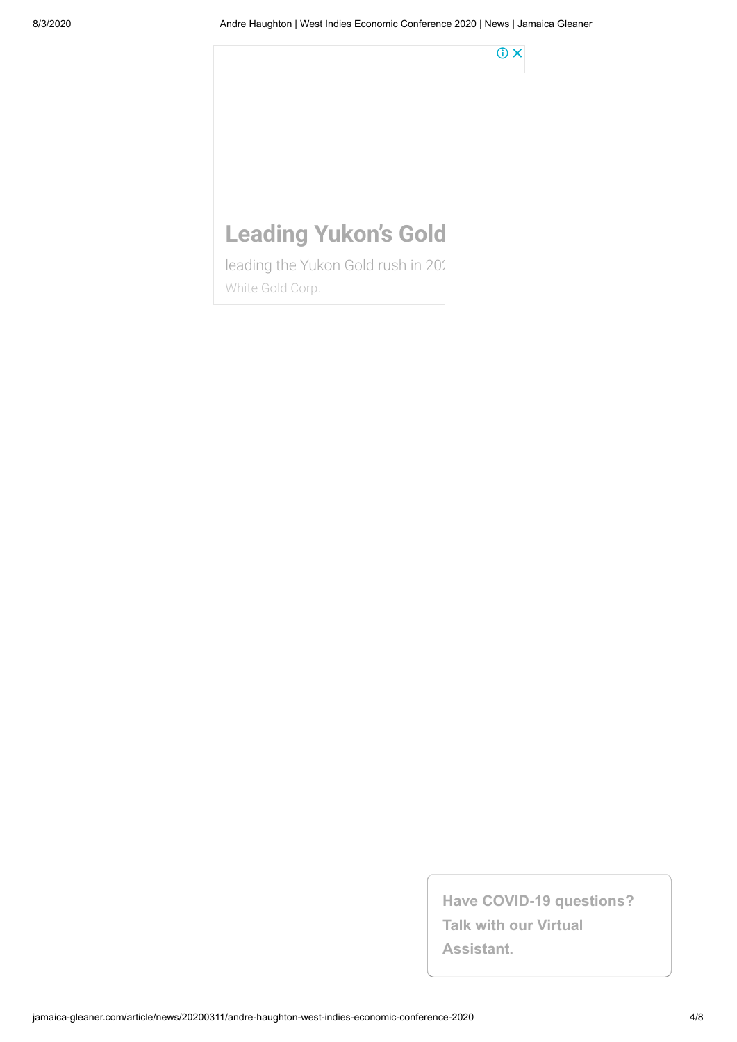**Leading Yukon's Gold**

leading the Yukon Gold rush in 202

White Gold Corp.

**Have COVID-19 questions? Talk with our Virtual Assistant.**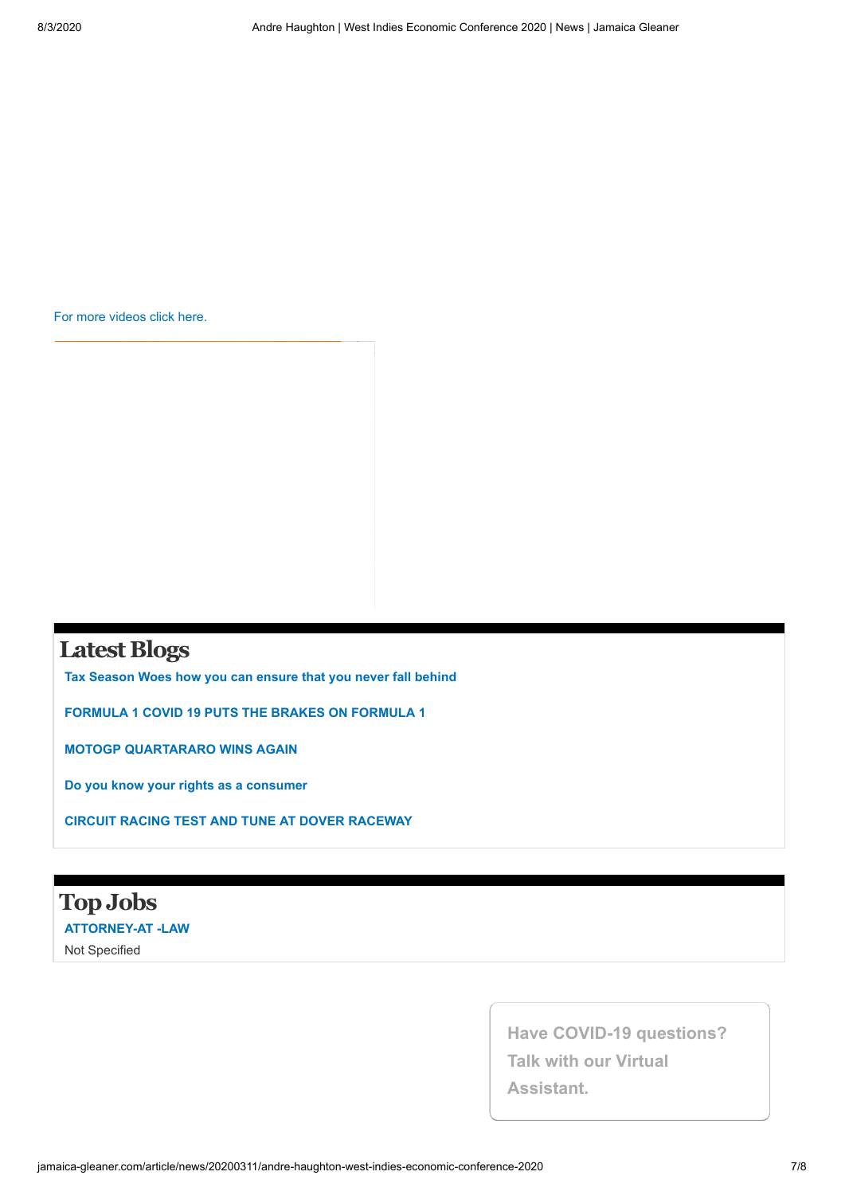For more videos click here.

## Latest Blogs

**Tax Season Woes how you can ensure that you never fall behind**

**FORMULA 1 COVID 19 PUTS THE BRAKES ON FORMULA 1**

**MOTOGP QUARTARARO WINS AGAIN**

**Do you know your rights as a consumer**

**CIRCUIT RACING TEST AND TUNE AT DOVER RACEWAY**

## Top Jobs

**ATTORNEY-AT -LAW**

Not Specified

**Have COVID-19 questions? Talk with our Virtual Assistant.**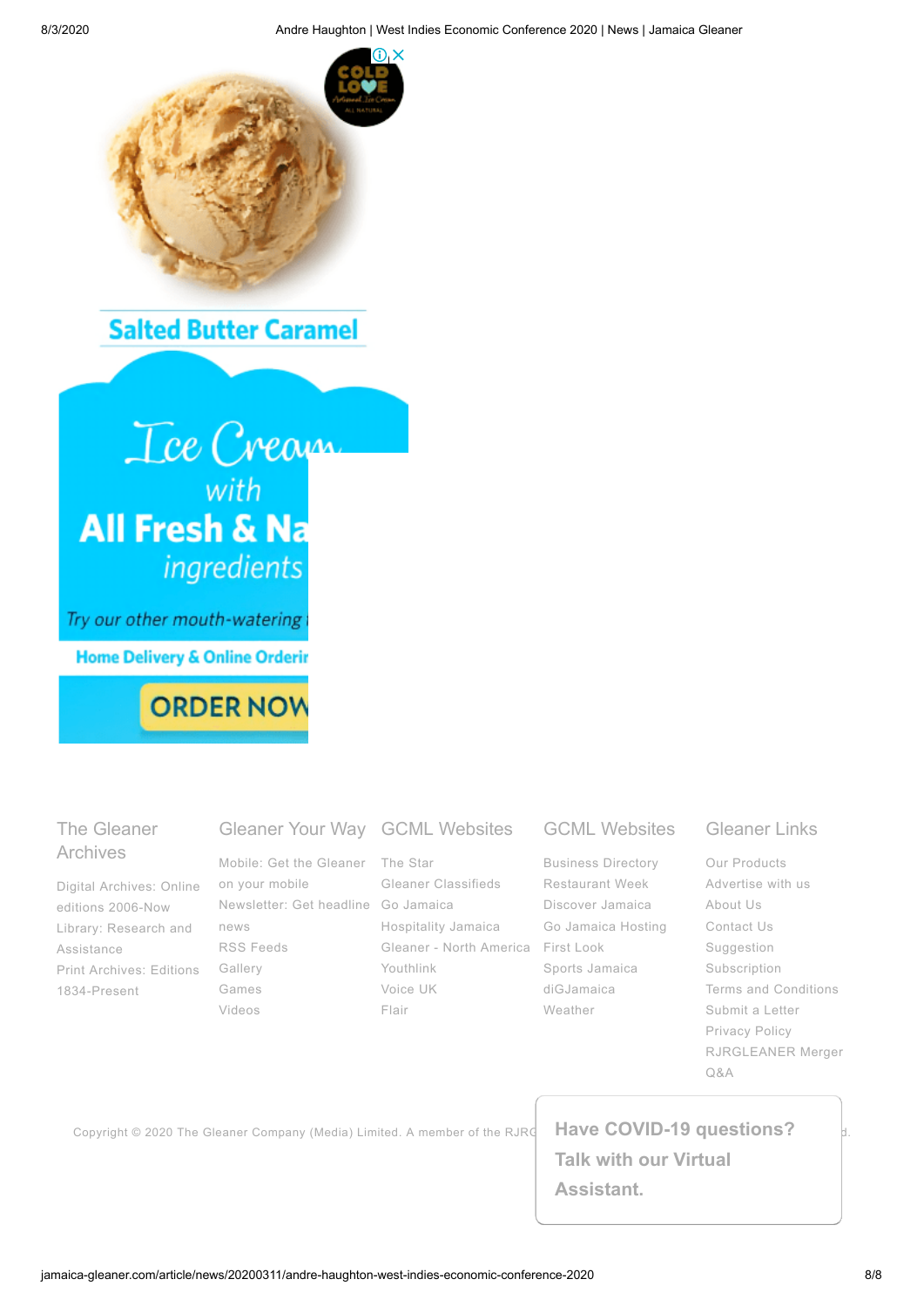Salted Butter Caramel

Ice Cream with All Fresh & Na ingredients

Try our other mouth-watering

Home Delivery & Online Orderi

ORDER NOW

### The Gleaner Archives

Digital Archives: Online editions 2006-Now

Library: Research and Assistance

Print Archives: Editions 1834-Present

### Gleaner Your Way

Mobile: Get the Gleaner on your mobile

Newsletter: Get headline news

RSS Feeds

Gallery

Games

Videos

### GCML Websites

The Star

Gleaner Classifieds

Go Jamaica

Hospitality Jamaica

Gleaner - North America

Youthlink

Voice UK

Flair

### GCML Websites

Business Directory

Restaurant Week

Discover Jamaica

Go Jamaica Hosting

First Look

Sports Jamaica

diGJamaica

Weather

### Gleaner Links

Our Products

Advertise with us

About Us

Contact Us

Suggestion

Subscription

Terms and Conditions

Submit a Letter

Privacy Policy

RJRGLEANER Merger Q&A

Copyright © 2020 The Gleaner Company (Media) Limited. A member of the RJRG

**Have COVID-19 questions? Talk with our Virtual Assistant.**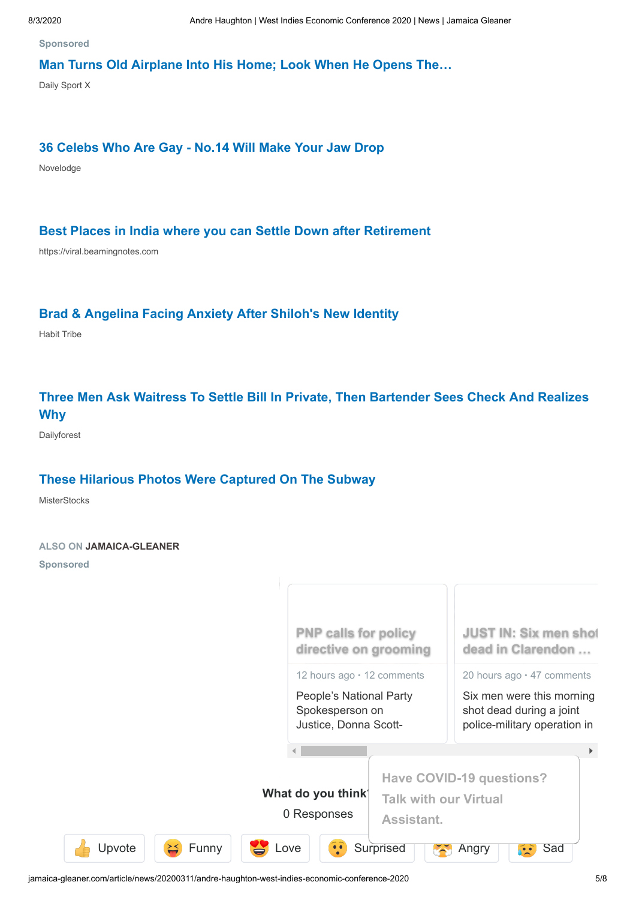Sponsored

**Man Turns Old Airplane Into His Home; Look When He Opens The…**

Daily Sport X

**36 Celebs Who Are Gay - No.14 Will Make Your Jaw Drop**

Novelodge

**Best Places in India where you can Settle Down after Retirement**

https://viral.beamingnotes.com

**Brad & Angelina Facing Anxiety After Shiloh's New Identity**

Habit Tribe

**Three Men Ask Waitress To Settle Bill In Private, Then Bartender Sees Check And Realizes Why**

Dailyforest

**These Hilarious Photos Were Captured On The Subway**

MisterStocks

ALSO ON **JAMAICA-GLEANER**

Sponsored

**PNP calls for policy directive on grooming**

12 hours ago • 12 comments

People's National Party Spokesperson on Justice, Donna Scott-

**JUST IN: Six men shot dead in Clarendon …**

20 hours ago • 47 comments

Six men were this morning shot dead during a joint police-military operation in

**What do you think**

0 Responses

Have COVID-19 questions? Talk with our Virtual Assistant.

Upvote | Funny | Love | Surprised | Angry | Sad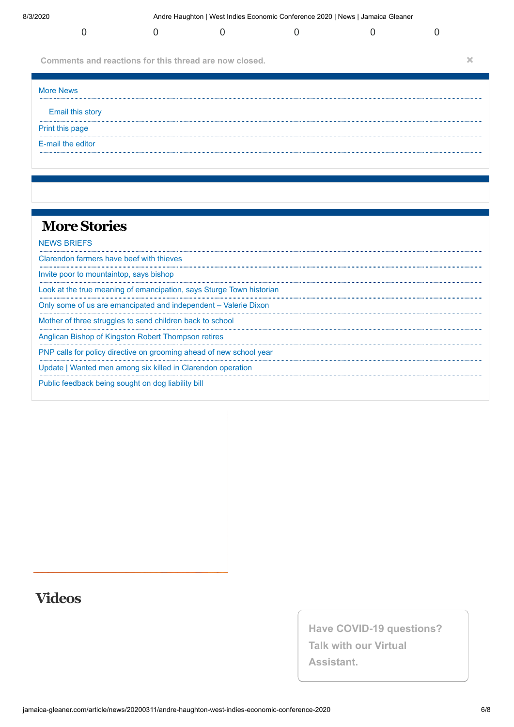0 0 0 0 0 0

Comments and reactions for this thread are now closed.

More News

Email this story

Print this page

E-mail the editor

## More Stories

NEWS BRIEFS

Clarendon farmers have beef with thieves

Invite poor to mountaintop, says bishop

Look at the true meaning of emancipation, says Sturge Town historian

Only some of us are emancipated and independent – Valerie Dixon

Mother of three struggles to send children back to school

Anglican Bishop of Kingston Robert Thompson retires

PNP calls for policy directive on grooming ahead of new school year

Update | Wanted men among six killed in Clarendon operation

Public feedback being sought on dog liability bill

## Videos

Have COVID-19 questions? Talk with our Virtual Assistant.